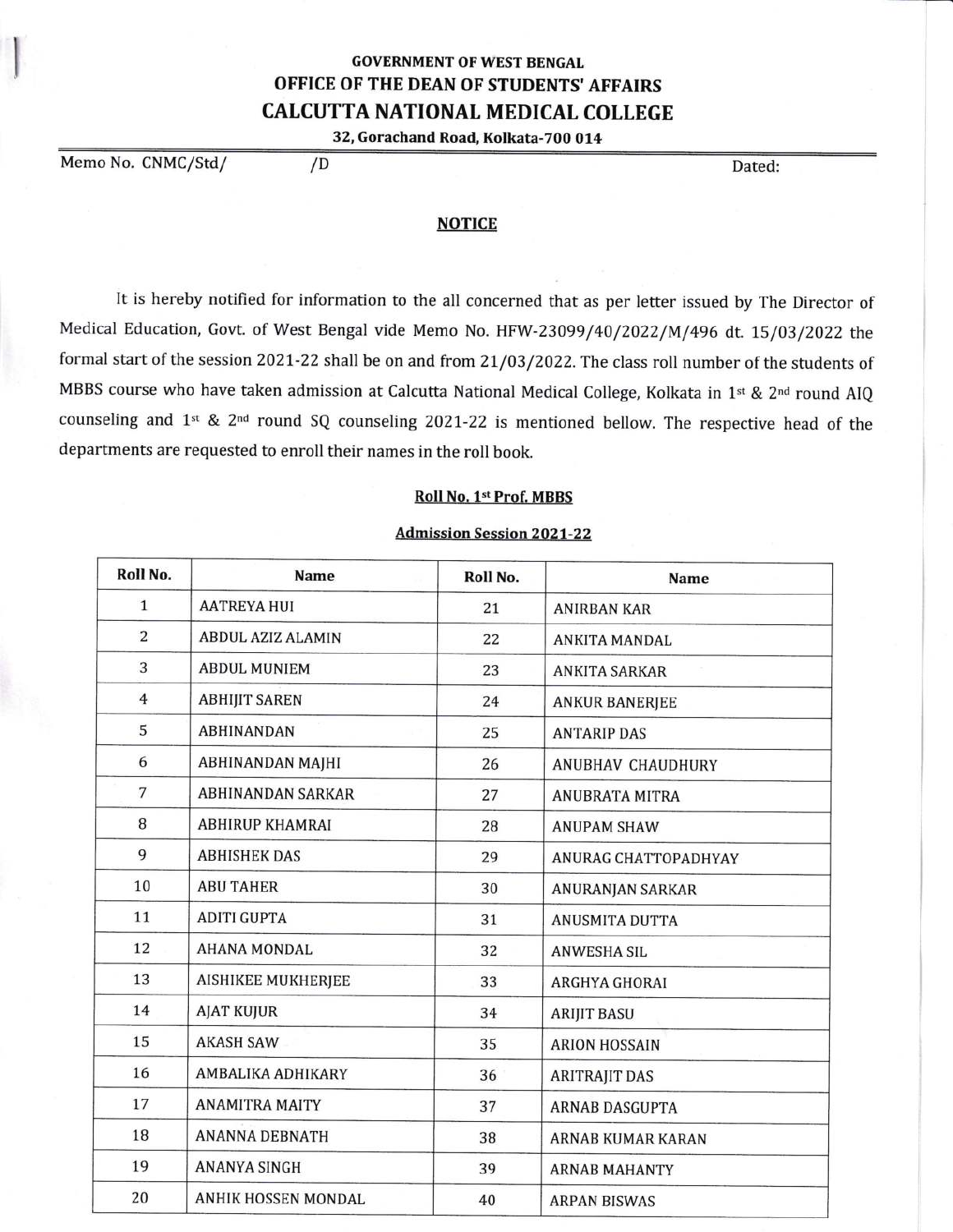**GOVERNMENT OF WEST BENGAL**

**OFFICE OF THE DEAN OF STUDENTS' AFFAIRS**

# CALCUTTA NATIONAL MEDICAL COLLEGE

**32, Gorachand Road, Kolkata-700 014**

Memo No. CNMC/Std/ /D Dated:

## NOTICE

It is hereby notified for information to the all concerned that as per letter issued by The Director of Medical Education, Govt. of West Bengal vide Memo No. HFW-23099/40/2022/M/496 dt. 15/03/2022 the formal start of the session 2021-22 shall be on and from 21/03/2022. The class roll number of the students of MBBS course who have taken admission at Calcutta National Medical College, Kolkata in 1st & 2nd round AIQ counseling and 1st & 2nd round SQ counseling 2021-22 is mentioned bellow. The respective head of the departments are requested to enroll their names in the roll book.

### Roll No. 1st Prof. MBBS

### Admission Session 2021-22

| Roll No. | Name | Roll No. | Name |
|---|---|---|---|
| 1 | AATREYA HUI | 21 | ANIRBAN KAR |
| 2 | ABDUL AZIZ ALAMIN | 22 | ANKITA MANDAL |
| 3 | ABDUL MUNIEM | 23 | ANKITA SARKAR |
| 4 | ABHIJIT SAREN | 24 | ANKUR BANERJEE |
| 5 | ABHINANDAN | 25 | ANTARIP DAS |
| 6 | ABHINANDAN MAJHI | 26 | ANUBHAV CHAUDHURY |
| 7 | ABHINANDAN SARKAR | 27 | ANUBRATA MITRA |
| 8 | ABHIRUP KHAMRAI | 28 | ANUPAM SHAW |
| 9 | ABHISHEK DAS | 29 | ANURAG CHATTOPADHYAY |
| 10 | ABU TAHER | 30 | ANURANJAN SARKAR |
| 11 | ADITI GUPTA | 31 | ANUSMITA DUTTA |
| 12 | AHANA MONDAL | 32 | ANWESHA SIL |
| 13 | AISHIKEE MUKHERJEE | 33 | ARGHYA GHORAI |
| 14 | AJAT KUJUR | 34 | ARIJIT BASU |
| 15 | AKASH SAW | 35 | ARION HOSSAIN |
| 16 | AMBALIKA ADHIKARY | 36 | ARITRAJIT DAS |
| 17 | ANAMITRA MAITY | 37 | ARNAB DASGUPTA |
| 18 | ANANNA DEBNATH | 38 | ARNAB KUMAR KARAN |
| 19 | ANANYA SINGH | 39 | ARNAB MAHANTY |
| 20 | ANHIK HOSSEN MONDAL | 40 | ARPAN BISWAS |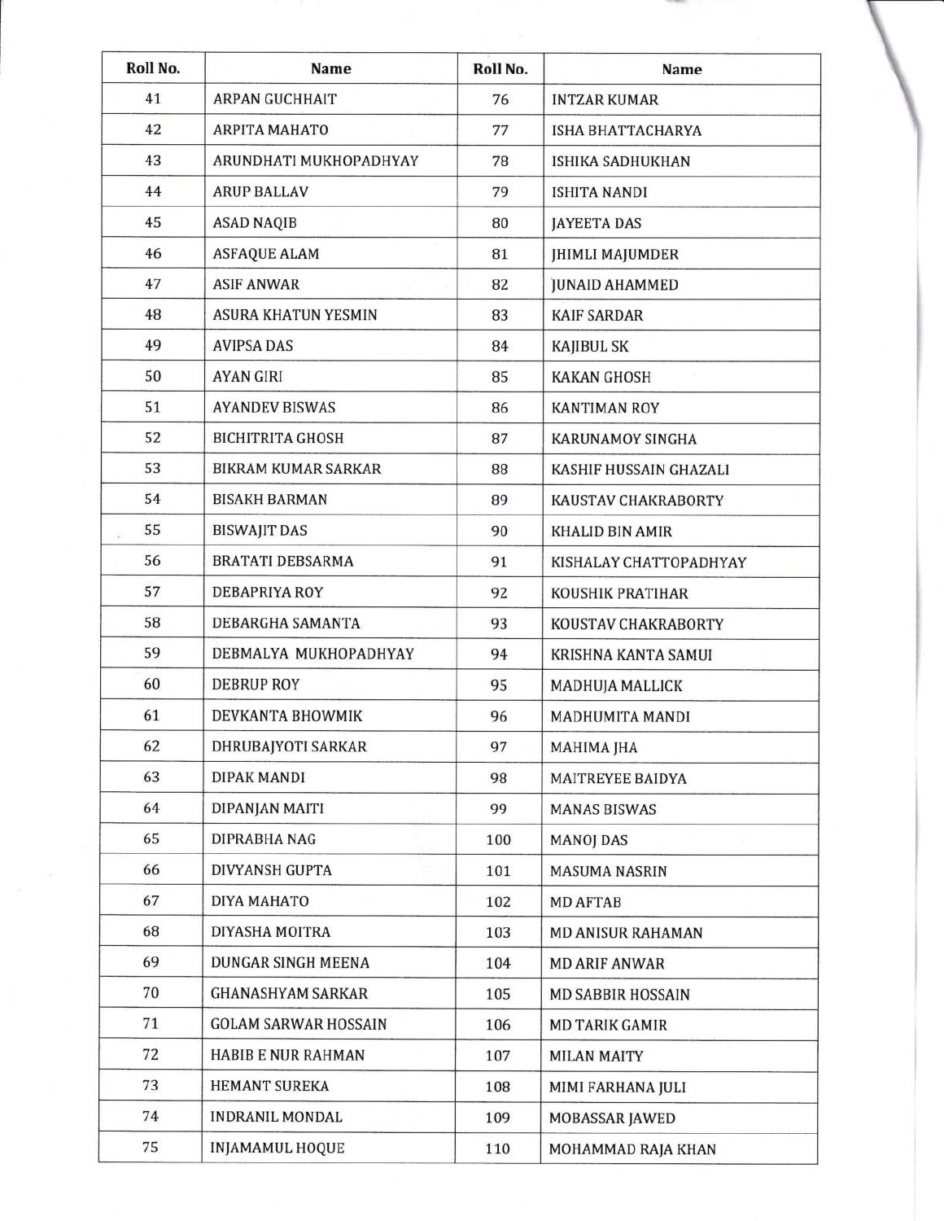| Roll No. | Name | Roll No. | Name |
|---|---|---|---|
| 41 | ARPAN GUCHHAIT | 76 | INTZAR KUMAR |
| 42 | ARPITA MAHATO | 77 | ISHA BHATTACHARYA |
| 43 | ARUNDHATI MUKHOPADHYAY | 78 | ISHIKA SADHUKHAN |
| 44 | ARUP BALLAV | 79 | ISHITA NANDI |
| 45 | ASAD NAQIB | 80 | JAYEETA DAS |
| 46 | ASFAQUE ALAM | 81 | JHIMLI MAJUMDER |
| 47 | ASIF ANWAR | 82 | JUNAID AHAMMED |
| 48 | ASURA KHATUN YESMIN | 83 | KAIF SARDAR |
| 49 | AVIPSA DAS | 84 | KAJIBUL SK |
| 50 | AYAN GIRI | 85 | KAKAN GHOSH |
| 51 | AYANDEV BISWAS | 86 | KANTIMAN ROY |
| 52 | BICHITRITA GHOSH | 87 | KARUNAMOY SINGHA |
| 53 | BIKRAM KUMAR SARKAR | 88 | KASHIF HUSSAIN GHAZALI |
| 54 | BISAKH BARMAN | 89 | KAUSTAV CHAKRABORTY |
| 55 | BISWAJIT DAS | 90 | KHALID BIN AMIR |
| 56 | BRATATI DEBSARMA | 91 | KISHALAY CHATTOPADHYAY |
| 57 | DEBAPRIYA ROY | 92 | KOUSHIK PRATIHAR |
| 58 | DEBARGHA SAMANTA | 93 | KOUSTAV CHAKRABORTY |
| 59 | DEBMALYA MUKHOPADHYAY | 94 | KRISHNA KANTA SAMUI |
| 60 | DEBRUP ROY | 95 | MADHUJA MALLICK |
| 61 | DEVKANTA BHOWMIK | 96 | MADHUMITA MANDI |
| 62 | DHRUBAJYOTI SARKAR | 97 | MAHIMA JHA |
| 63 | DIPAK MANDI | 98 | MAITREYEE BAIDYA |
| 64 | DIPANJAN MAITI | 99 | MANAS BISWAS |
| 65 | DIPRABHA NAG | 100 | MANOJ DAS |
| 66 | DIVYANSH GUPTA | 101 | MASUMA NASRIN |
| 67 | DIYA MAHATO | 102 | MD AFTAB |
| 68 | DIYASHA MOITRA | 103 | MD ANISUR RAHAMAN |
| 69 | DUNGAR SINGH MEENA | 104 | MD ARIF ANWAR |
| 70 | GHANASHYAM SARKAR | 105 | MD SABBIR HOSSAIN |
| 71 | GOLAM SARWAR HOSSAIN | 106 | MD TARIK GAMIR |
| 72 | HABIB E NUR RAHMAN | 107 | MILAN MAITY |
| 73 | HEMANT SUREKA | 108 | MIMI FARHANA JULI |
| 74 | INDRANIL MONDAL | 109 | MOBASSAR JAWED |
| 75 | INJAMAMUL HOQUE | 110 | MOHAMMAD RAJA KHAN |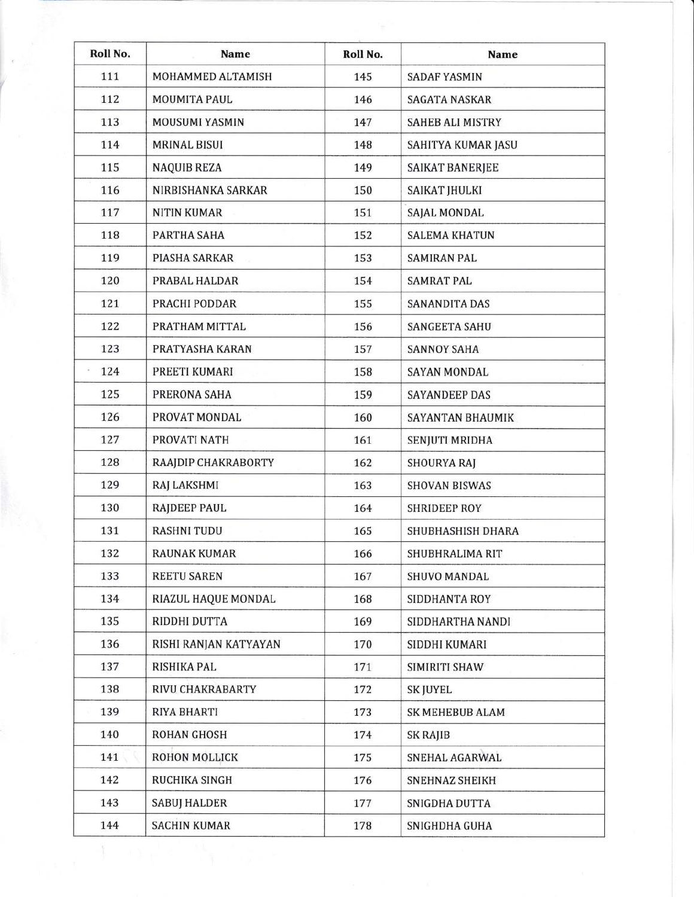| Roll No. | Name | Roll No. | Name |
|---|---|---|---|
| 111 | MOHAMMED ALTAMISH | 145 | SADAF YASMIN |
| 112 | MOUMITA PAUL | 146 | SAGATA NASKAR |
| 113 | MOUSUMI YASMIN | 147 | SAHEB ALI MISTRY |
| 114 | MRINAL BISUI | 148 | SAHITYA KUMAR JASU |
| 115 | NAQUIB REZA | 149 | SAIKAT BANERJEE |
| 116 | NIRBISHANKA SARKAR | 150 | SAIKAT JHULKI |
| 117 | NITIN KUMAR | 151 | SAJAL MONDAL |
| 118 | PARTHA SAHA | 152 | SALEMA KHATUN |
| 119 | PIASHA SARKAR | 153 | SAMIRAN PAL |
| 120 | PRABAL HALDAR | 154 | SAMRAT PAL |
| 121 | PRACHI PODDAR | 155 | SANANDITA DAS |
| 122 | PRATHAM MITTAL | 156 | SANGEETA SAHU |
| 123 | PRATYASHA KARAN | 157 | SANNOY SAHA |
| 124 | PREETI KUMARI | 158 | SAYAN MONDAL |
| 125 | PRERONA SAHA | 159 | SAYANDEEP DAS |
| 126 | PROVAT MONDAL | 160 | SAYANTAN BHAUMIK |
| 127 | PROVATI NATH | 161 | SENJUTI MRIDHA |
| 128 | RAAJDIP CHAKRABORTY | 162 | SHOURYA RAJ |
| 129 | RAJ LAKSHMI | 163 | SHOVAN BISWAS |
| 130 | RAJDEEP PAUL | 164 | SHRIDEEP ROY |
| 131 | RASHNI TUDU | 165 | SHUBHASHISH DHARA |
| 132 | RAUNAK KUMAR | 166 | SHUBHRALIMA RIT |
| 133 | REETU SAREN | 167 | SHUVO MANDAL |
| 134 | RIAZUL HAQUE MONDAL | 168 | SIDDHANTA ROY |
| 135 | RIDDHI DUTTA | 169 | SIDDHARTHA NANDI |
| 136 | RISHI RANJAN KATYAYAN | 170 | SIDDHI KUMARI |
| 137 | RISHIKA PAL | 171 | SIMIRITI SHAW |
| 138 | RIVU CHAKRABARTY | 172 | SK JUYEL |
| 139 | RIYA BHARTI | 173 | SK MEHEBUB ALAM |
| 140 | ROHAN GHOSH | 174 | SK RAJIB |
| 141 | ROHON MOLLICK | 175 | SNEHAL AGARWAL |
| 142 | RUCHIKA SINGH | 176 | SNEHNAZ SHEIKH |
| 143 | SABUJ HALDER | 177 | SNIGDHA DUTTA |
| 144 | SACHIN KUMAR | 178 | SNIGHDHA GUHA |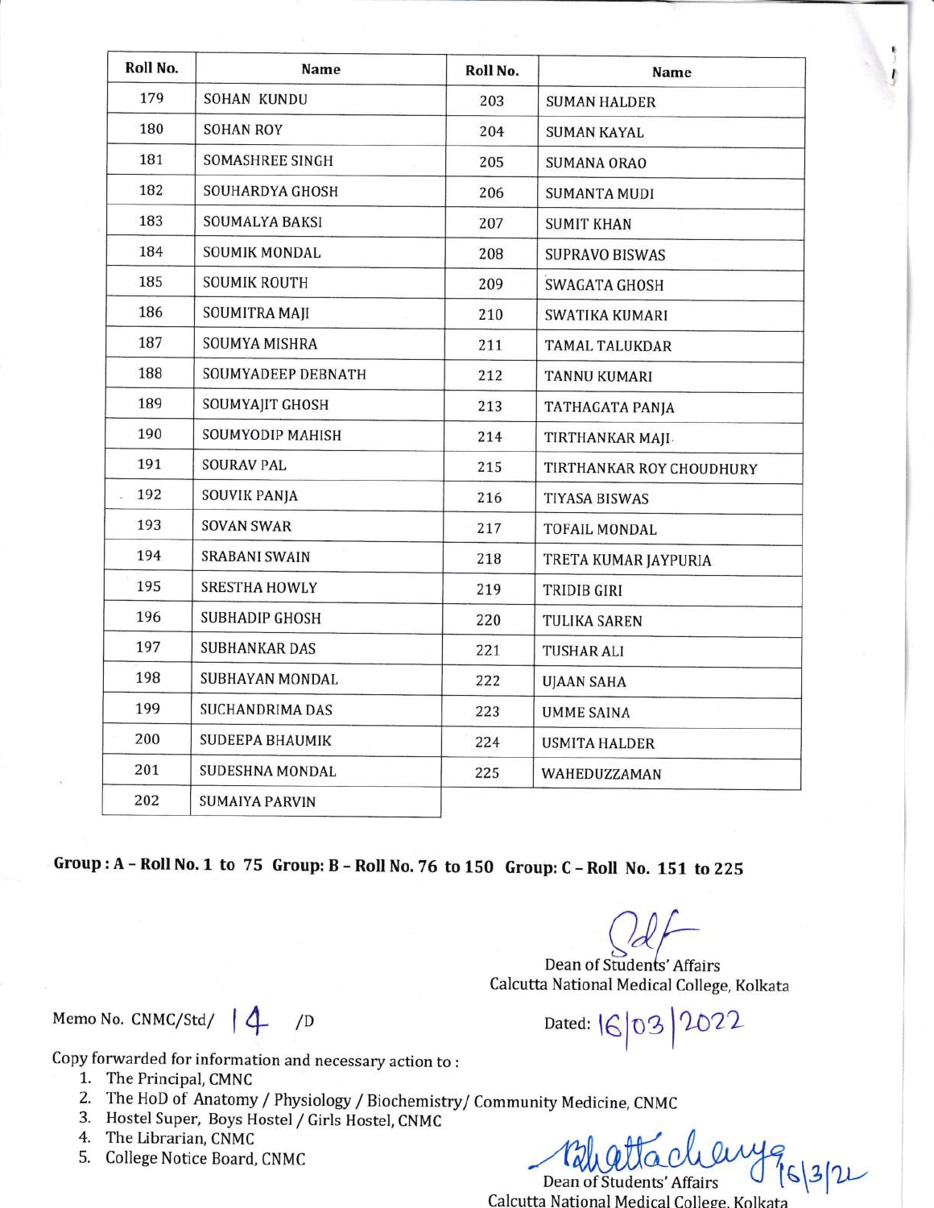| Roll No. | Name | Roll No. | Name |
|---|---|---|---|
| 179 | SOHAN KUNDU | 203 | SUMAN HALDER |
| 180 | SOHAN ROY | 204 | SUMAN KAYAL |
| 181 | SOMASHREE SINGH | 205 | SUMANA ORAO |
| 182 | SOUHARDYA GHOSH | 206 | SUMANTA MUDI |
| 183 | SOUMALYA BAKSI | 207 | SUMIT KHAN |
| 184 | SOUMIK MONDAL | 208 | SUPRAVO BISWAS |
| 185 | SOUMIK ROUTH | 209 | SWAGATA GHOSH |
| 186 | SOUMITRA MAJI | 210 | SWATIKA KUMARI |
| 187 | SOUMYA MISHRA | 211 | TAMAL TALUKDAR |
| 188 | SOUMYADEEP DEBNATH | 212 | TANNU KUMARI |
| 189 | SOUMYAJIT GHOSH | 213 | TATHAGATA PANJA |
| 190 | SOUMYODIP MAHISH | 214 | TIRTHANKAR MAJI |
| 191 | SOURAV PAL | 215 | TIRTHANKAR ROY CHOUDHURY |
| 192 | SOUVIK PANJA | 216 | TIYASA BISWAS |
| 193 | SOVAN SWAR | 217 | TOFAIL MONDAL |
| 194 | SRABANI SWAIN | 218 | TRETA KUMAR JAYPURIA |
| 195 | SRESTHA HOWLY | 219 | TRIDIB GIRI |
| 196 | SUBHADIP GHOSH | 220 | TULIKA SAREN |
| 197 | SUBHANKAR DAS | 221 | TUSHAR ALI |
| 198 | SUBHAYAN MONDAL | 222 | UJAAN SAHA |
| 199 | SUCHANDRIMA DAS | 223 | UMME SAINA |
| 200 | SUDEEPA BHAUMIK | 224 | USMITA HALDER |
| 201 | SUDESHNA MONDAL | 225 | WAHEDUZZAMAN |
| 202 | SUMAIYA PARVIN | | |

**Group : A – Roll No. 1 to 75 Group: B – Roll No. 76 to 150 Group: C – Roll No. 151 to 225**

Sd/-
Dean of Students' Affairs
Calcutta National Medical College, Kolkata

Memo No. CNMC/Std/ 14 /D

Dated: 16/03/2022

Copy forwarded for information and necessary action to :

1. The Principal, CMNC
2. The HoD of Anatomy / Physiology / Biochemistry/ Community Medicine, CNMC
3. Hostel Super, Boys Hostel / Girls Hostel, CNMC
4. The Librarian, CNMC
5. College Notice Board, CNMC

Bhattacharya 16/3/22
Dean of Students' Affairs
Calcutta National Medical College, Kolkata